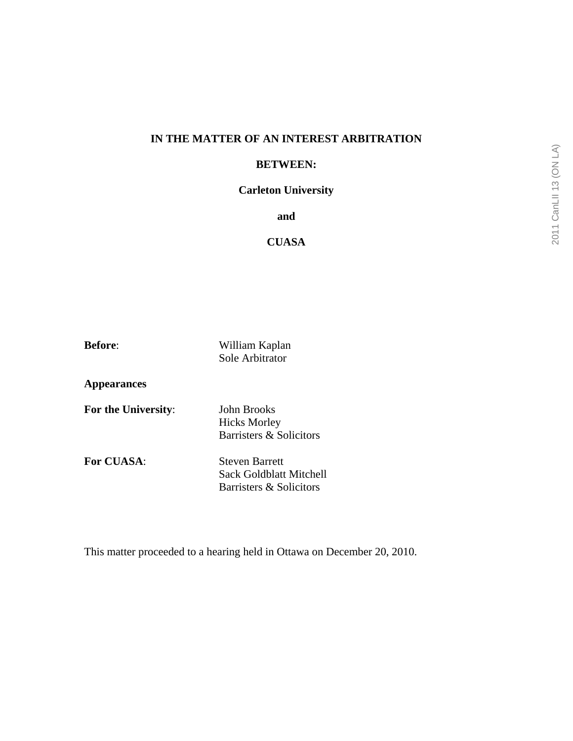**IN THE MATTER OF AN INTEREST ARBITRATION**

**BETWEEN:**

**Carleton University**

**and**

**CUASA**

**Before**: William Kaplan
Sole Arbitrator

**Appearances**

**For the University**: John Brooks
Hicks Morley
Barristers & Solicitors

**For CUASA**: Steven Barrett
Sack Goldblatt Mitchell
Barristers & Solicitors

This matter proceeded to a hearing held in Ottawa on December 20, 2010.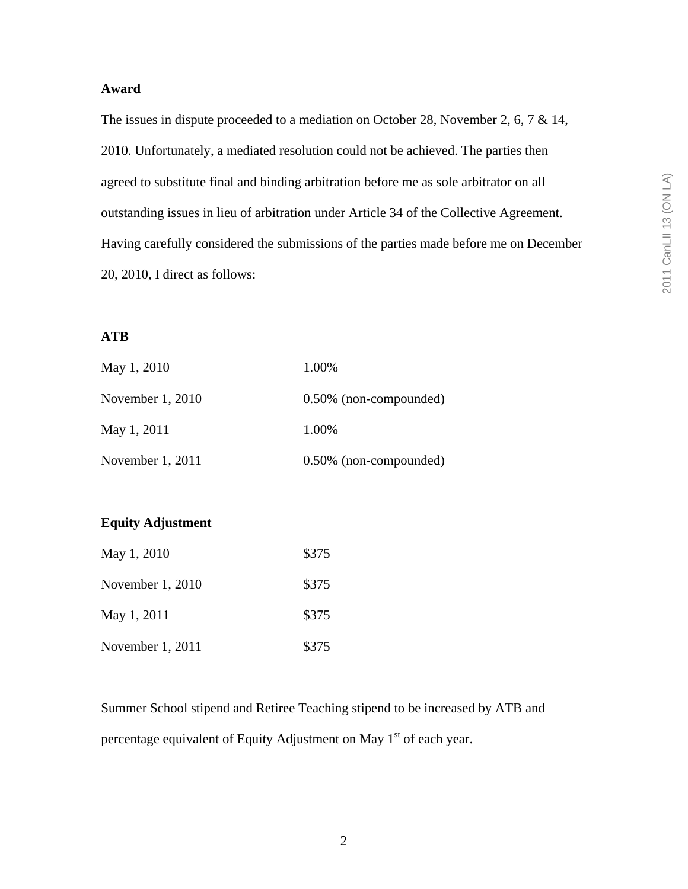**Award**

The issues in dispute proceeded to a mediation on October 28, November 2, 6, 7 & 14, 2010. Unfortunately, a mediated resolution could not be achieved. The parties then agreed to substitute final and binding arbitration before me as sole arbitrator on all outstanding issues in lieu of arbitration under Article 34 of the Collective Agreement. Having carefully considered the submissions of the parties made before me on December 20, 2010, I direct as follows:

**ATB**

| | |
|---|---|
| May 1, 2010 | 1.00% |
| November 1, 2010 | 0.50% (non-compounded) |
| May 1, 2011 | 1.00% |
| November 1, 2011 | 0.50% (non-compounded) |

**Equity Adjustment**

| | |
|---|---|
| May 1, 2010 | $375 |
| November 1, 2010 | $375 |
| May 1, 2011 | $375 |
| November 1, 2011 | $375 |

Summer School stipend and Retiree Teaching stipend to be increased by ATB and percentage equivalent of Equity Adjustment on May 1st of each year.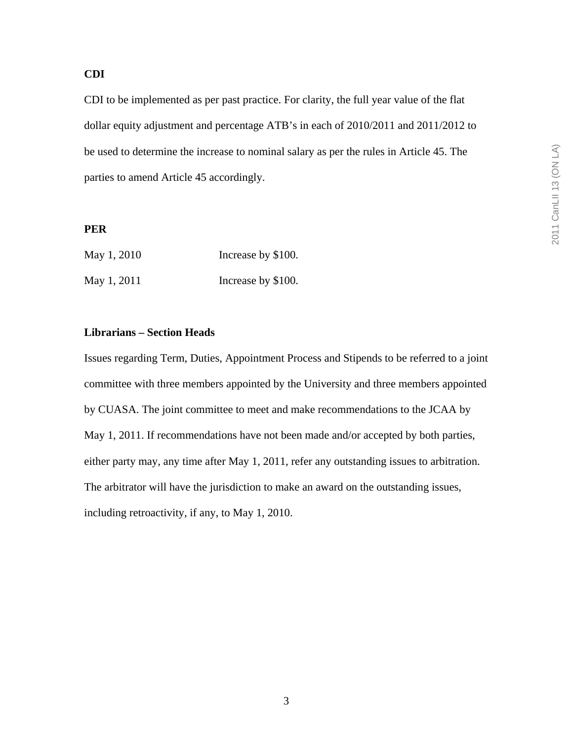**CDI**

CDI to be implemented as per past practice. For clarity, the full year value of the flat dollar equity adjustment and percentage ATB's in each of 2010/2011 and 2011/2012 to be used to determine the increase to nominal salary as per the rules in Article 45. The parties to amend Article 45 accordingly.

**PER**

| | |
|---|---|
| May 1, 2010 | Increase by $100. |
| May 1, 2011 | Increase by $100. |

**Librarians – Section Heads**

Issues regarding Term, Duties, Appointment Process and Stipends to be referred to a joint committee with three members appointed by the University and three members appointed by CUASA. The joint committee to meet and make recommendations to the JCAA by May 1, 2011. If recommendations have not been made and/or accepted by both parties, either party may, any time after May 1, 2011, refer any outstanding issues to arbitration. The arbitrator will have the jurisdiction to make an award on the outstanding issues, including retroactivity, if any, to May 1, 2010.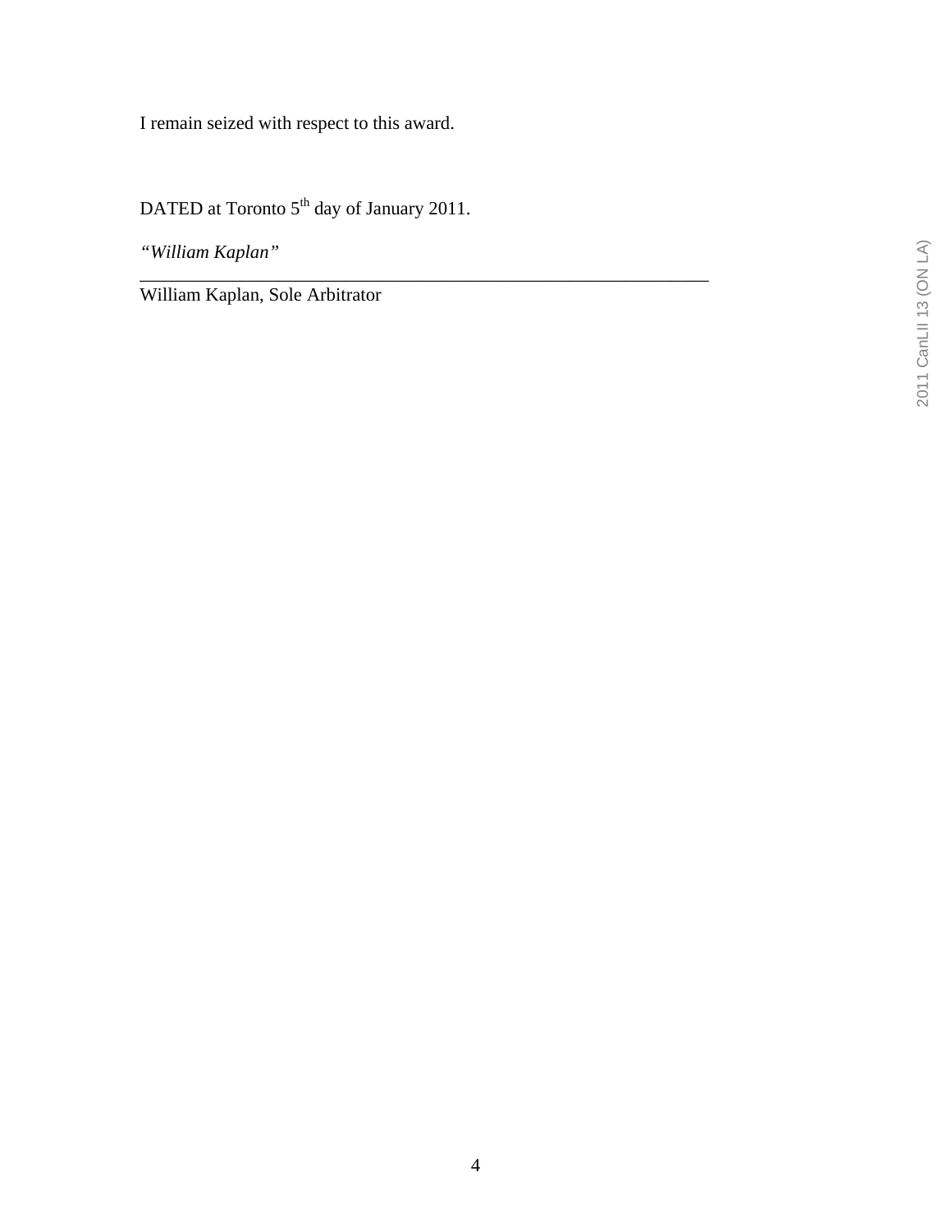I remain seized with respect to this award.

DATED at Toronto 5th day of January 2011.

*"William Kaplan"*

William Kaplan, Sole Arbitrator